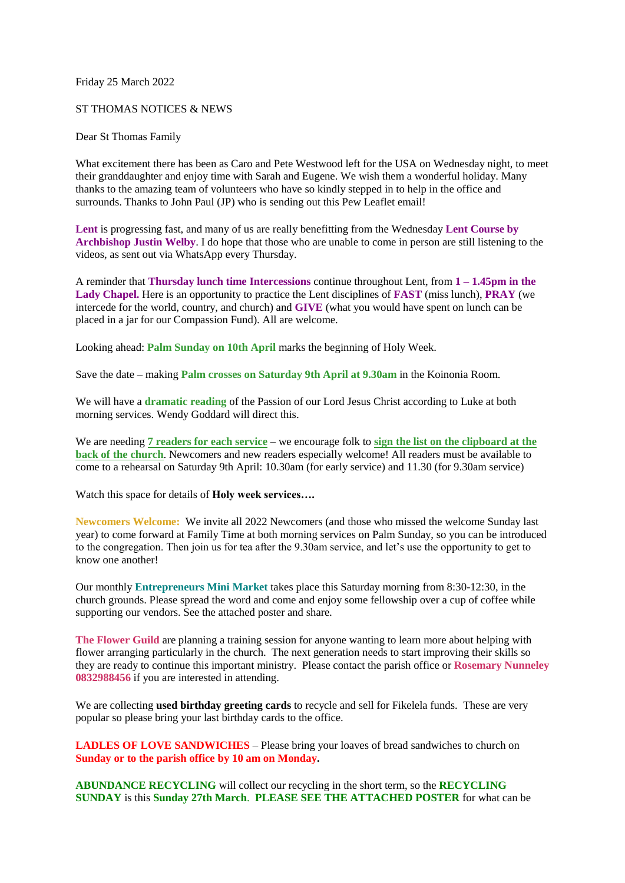Friday 25 March 2022

ST THOMAS NOTICES & NEWS

Dear St Thomas Family

What excitement there has been as Caro and Pete Westwood left for the USA on Wednesday night, to meet their granddaughter and enjoy time with Sarah and Eugene. We wish them a wonderful holiday. Many thanks to the amazing team of volunteers who have so kindly stepped in to help in the office and surrounds. Thanks to John Paul (JP) who is sending out this Pew Leaflet email!

**Lent** is progressing fast, and many of us are really benefitting from the Wednesday **Lent Course by Archbishop Justin Welby**. I do hope that those who are unable to come in person are still listening to the videos, as sent out via WhatsApp every Thursday.

A reminder that **Thursday lunch time Intercessions** continue throughout Lent, from **1 – 1.45pm in the Lady Chapel.** Here is an opportunity to practice the Lent disciplines of **FAST** (miss lunch), **PRAY** (we intercede for the world, country, and church) and **GIVE** (what you would have spent on lunch can be placed in a jar for our Compassion Fund). All are welcome.

Looking ahead: **Palm Sunday on 10th April** marks the beginning of Holy Week.

Save the date – making **Palm crosses on Saturday 9th April at 9.30am** in the Koinonia Room.

We will have a **dramatic reading** of the Passion of our Lord Jesus Christ according to Luke at both morning services. Wendy Goddard will direct this.

We are needing **7 readers for each service** – we encourage folk to **sign the list on the clipboard at the back of the church**. Newcomers and new readers especially welcome! All readers must be available to come to a rehearsal on Saturday 9th April: 10.30am (for early service) and 11.30 (for 9.30am service)

Watch this space for details of **Holy week services….**

**Newcomers Welcome:** We invite all 2022 Newcomers (and those who missed the welcome Sunday last year) to come forward at Family Time at both morning services on Palm Sunday, so you can be introduced to the congregation. Then join us for tea after the 9.30am service, and let's use the opportunity to get to know one another!

Our monthly **Entrepreneurs Mini Market** takes place this Saturday morning from 8:30-12:30, in the church grounds. Please spread the word and come and enjoy some fellowship over a cup of coffee while supporting our vendors. See the attached poster and share.

**The Flower Guild** are planning a training session for anyone wanting to learn more about helping with flower arranging particularly in the church. The next generation needs to start improving their skills so they are ready to continue this important ministry. Please contact the parish office or **Rosemary Nunneley 0832988456** if you are interested in attending.

We are collecting **used birthday greeting cards** to recycle and sell for Fikelela funds. These are very popular so please bring your last birthday cards to the office.

**LADLES OF LOVE SANDWICHES** – Please bring your loaves of bread sandwiches to church on **Sunday or to the parish office by 10 am on Monday.**

**ABUNDANCE RECYCLING** will collect our recycling in the short term, so the **RECYCLING SUNDAY** is this **Sunday 27th March**. **PLEASE SEE THE ATTACHED POSTER** for what can be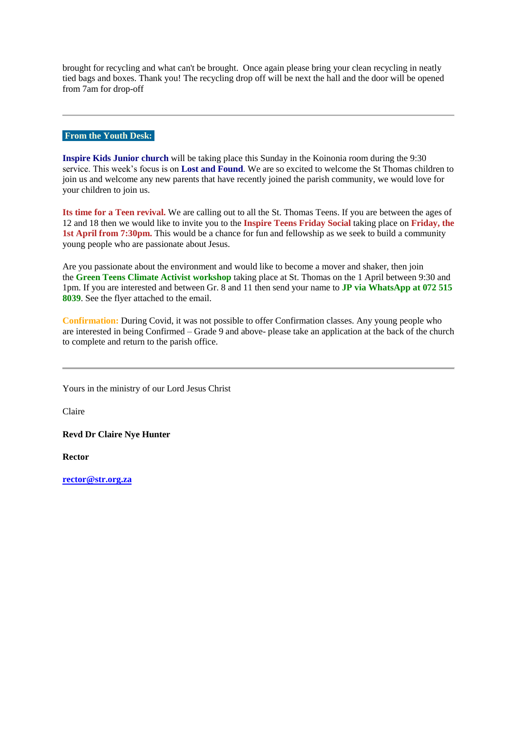brought for recycling and what can't be brought.  Once again please bring your clean recycling in neatly tied bags and boxes. Thank you! The recycling drop off will be next the hall and the door will be opened from 7am for drop-off

---

**From the Youth Desk:**

**Inspire Kids Junior church** will be taking place this Sunday in the Koinonia room during the 9:30 service. This week's focus is on **Lost and Found**. We are so excited to welcome the St Thomas children to join us and welcome any new parents that have recently joined the parish community, we would love for your children to join us.

**Its time for a Teen revival.** We are calling out to all the St. Thomas Teens. If you are between the ages of 12 and 18 then we would like to invite you to the **Inspire Teens Friday Social** taking place on **Friday, the 1st April from 7:30pm.** This would be a chance for fun and fellowship as we seek to build a community young people who are passionate about Jesus.

Are you passionate about the environment and would like to become a mover and shaker, then join the **Green Teens Climate Activist workshop** taking place at St. Thomas on the 1 April between 9:30 and 1pm. If you are interested and between Gr. 8 and 11 then send your name to **JP via WhatsApp at 072 515 8039**. See the flyer attached to the email.

**Confirmation:** During Covid, it was not possible to offer Confirmation classes. Any young people who are interested in being Confirmed – Grade 9 and above- please take an application at the back of the church to complete and return to the parish office.

---

Yours in the ministry of our Lord Jesus Christ

Claire

**Revd Dr Claire Nye Hunter**

**Rector**

**rector@str.org.za**